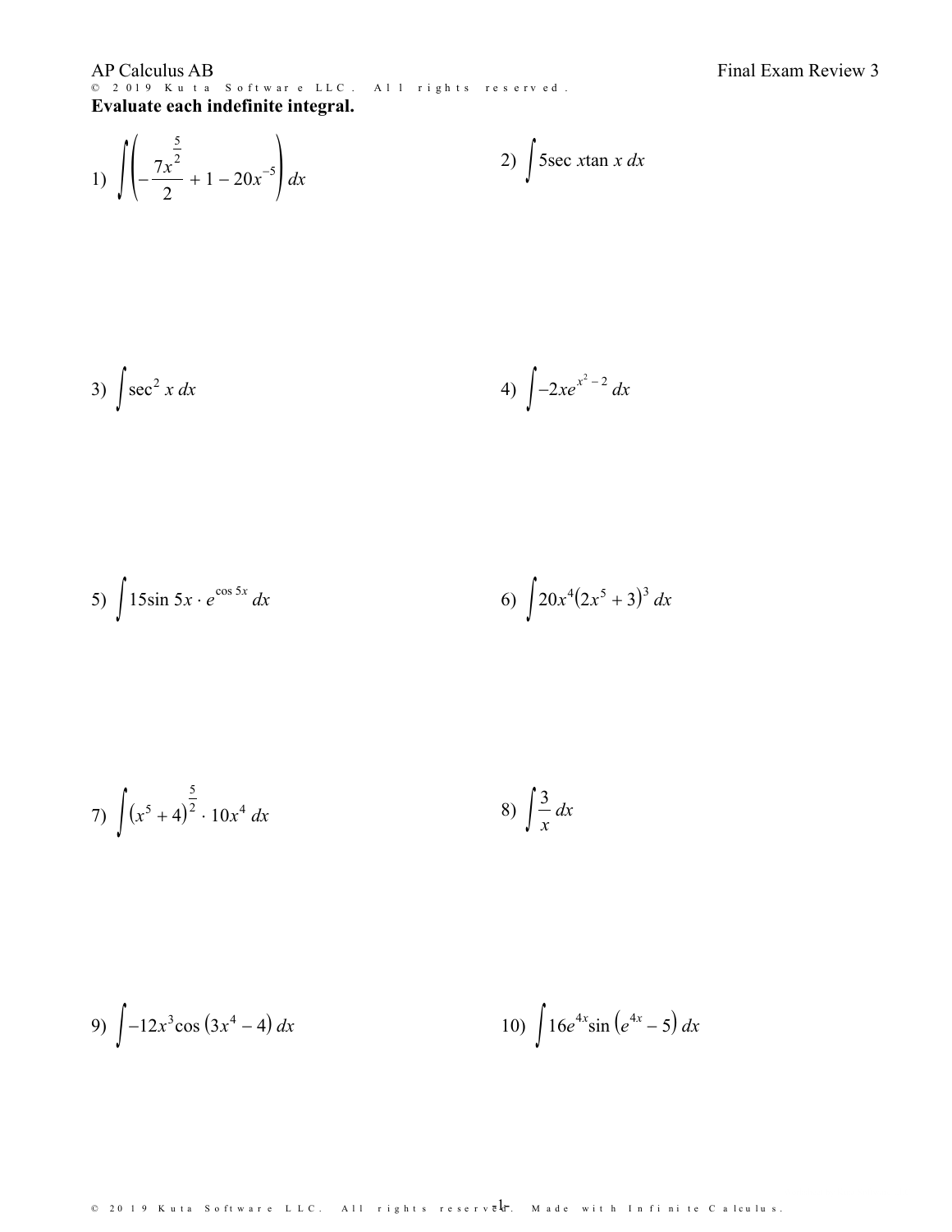AP Calculus AB

Final Exam Review 3

**Evaluate each indefinite integral.**

1) $\int \left(-\frac{7x^{\frac{5}{2}}}{2} + 1 - 20x^{-5}\right) dx$

2) $\int 5\sec x\tan x \, dx$

3) $\int \sec^2 x \, dx$

4) $\int -2xe^{x^2 - 2} \, dx$

5) $\int 15\sin 5x \cdot e^{\cos 5x} \, dx$

6) $\int 20x^4(2x^5 + 3)^3 \, dx$

7) $\int (x^5 + 4)^{\frac{5}{2}} \cdot 10x^4 \, dx$

8) $\int \frac{3}{x} \, dx$

9) $\int -12x^3\cos(3x^4 - 4) \, dx$

10) $\int 16e^{4x}\sin(e^{4x} - 5) \, dx$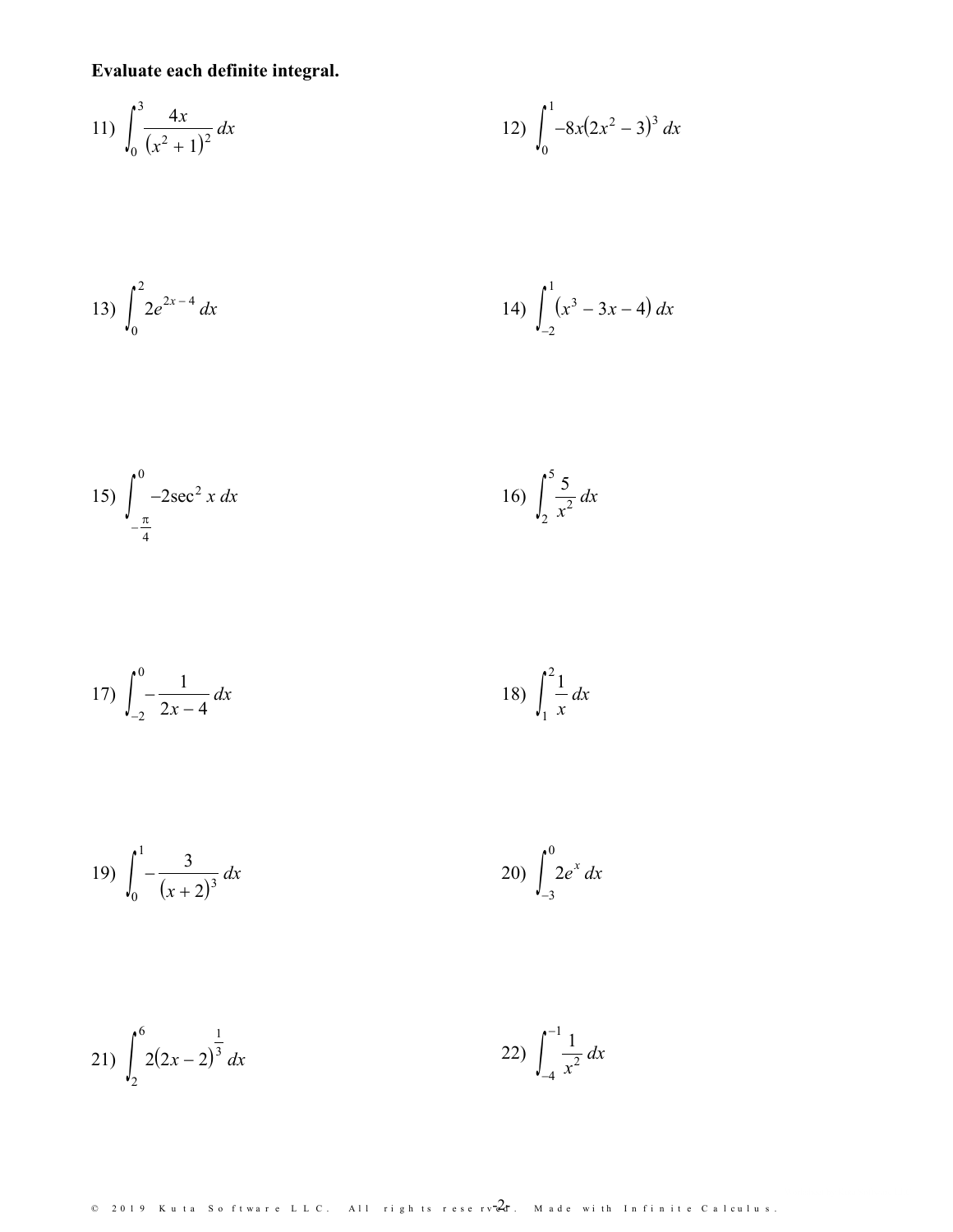**Evaluate each definite integral.**

11) $\displaystyle\int_{0}^{3} \frac{4x}{(x^2 + 1)^2}\, dx$

12) $\displaystyle\int_{0}^{1} -8x(2x^2 - 3)^3\, dx$

13) $\displaystyle\int_{0}^{2} 2e^{2x-4}\, dx$

14) $\displaystyle\int_{-2}^{1} (x^3 - 3x - 4)\, dx$

15) $\displaystyle\int_{-\frac{\pi}{4}}^{0} -2\sec^2 x\, dx$

16) $\displaystyle\int_{2}^{5} \frac{5}{x^2}\, dx$

17) $\displaystyle\int_{-2}^{0} -\frac{1}{2x-4}\, dx$

18) $\displaystyle\int_{1}^{2} \frac{1}{x}\, dx$

19) $\displaystyle\int_{0}^{1} -\frac{3}{(x+2)^3}\, dx$

20) $\displaystyle\int_{-3}^{0} 2e^{x}\, dx$

21) $\displaystyle\int_{2}^{6} 2(2x-2)^{\frac{1}{3}}\, dx$

22) $\displaystyle\int_{-4}^{-1} \frac{1}{x^2}\, dx$

© 2019 Kuta Software LLC. All rights reserved. Made with Infinite Calculus.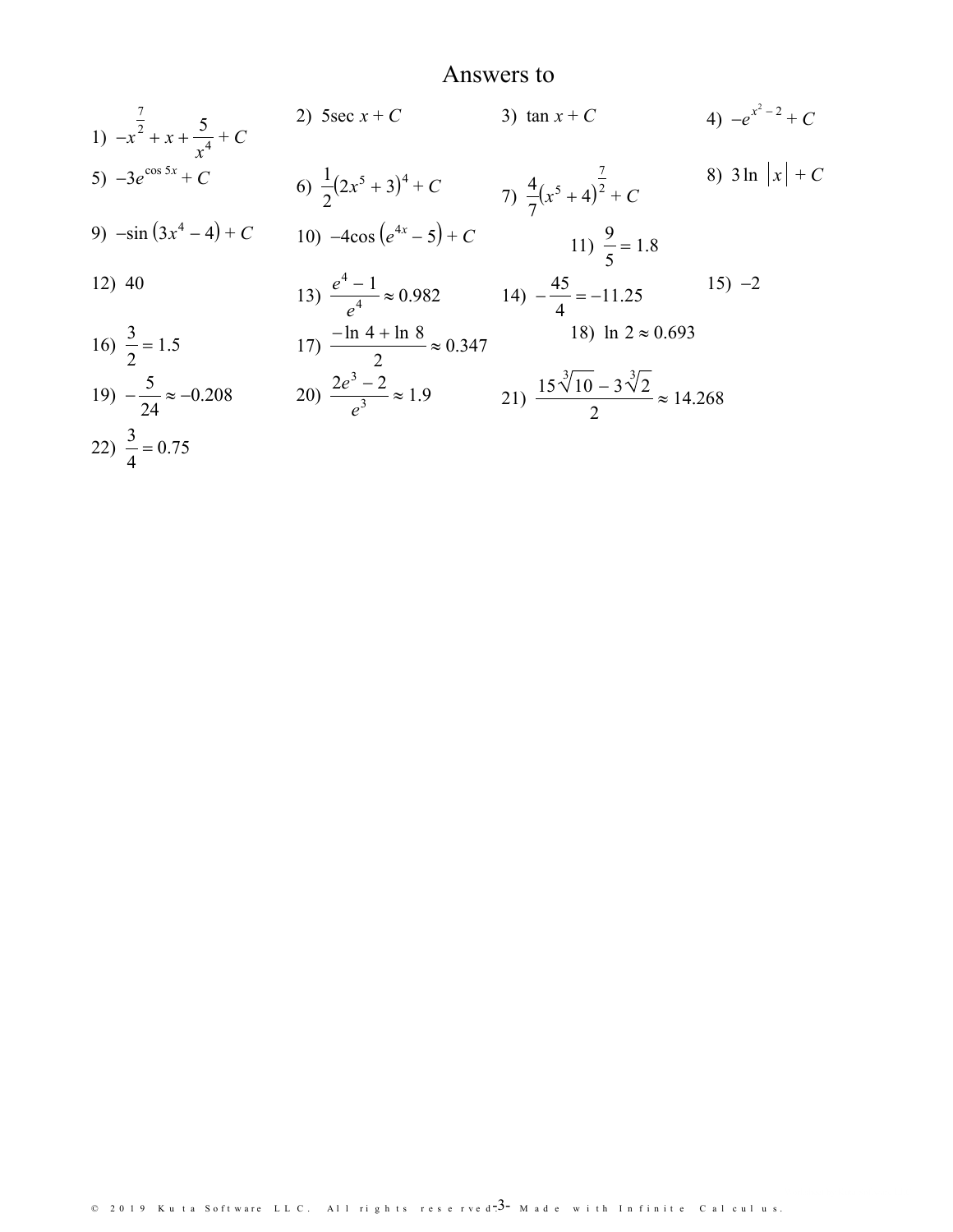# Answers to

1) $-x^{\frac{7}{2}} + x + \frac{5}{x^4} + C$

2) $5\sec x + C$

3) $\tan x + C$

4) $-e^{x^2 - 2} + C$

5) $-3e^{\cos 5x} + C$

6) $\frac{1}{2}(2x^5 + 3)^4 + C$

7) $\frac{4}{7}(x^5 + 4)^{\frac{7}{2}} + C$

8) $3\ln |x| + C$

9) $-\sin (3x^4 - 4) + C$

10) $-4\cos (e^{4x} - 5) + C$

11) $\frac{9}{5} = 1.8$

12) $40$

13) $\frac{e^4 - 1}{e^4} \approx 0.982$

14) $-\frac{45}{4} = -11.25$

15) $-2$

16) $\frac{3}{2} = 1.5$

17) $\frac{-\ln 4 + \ln 8}{2} \approx 0.347$

18) $\ln 2 \approx 0.693$

19) $-\frac{5}{24} \approx -0.208$

20) $\frac{2e^3 - 2}{e^3} \approx 1.9$

21) $\frac{15\sqrt[3]{10} - 3\sqrt[3]{2}}{2} \approx 14.268$

22) $\frac{3}{4} = 0.75$

© 2019 Kuta Software LLC. All rights reserved. Made with Infinite Calculus.